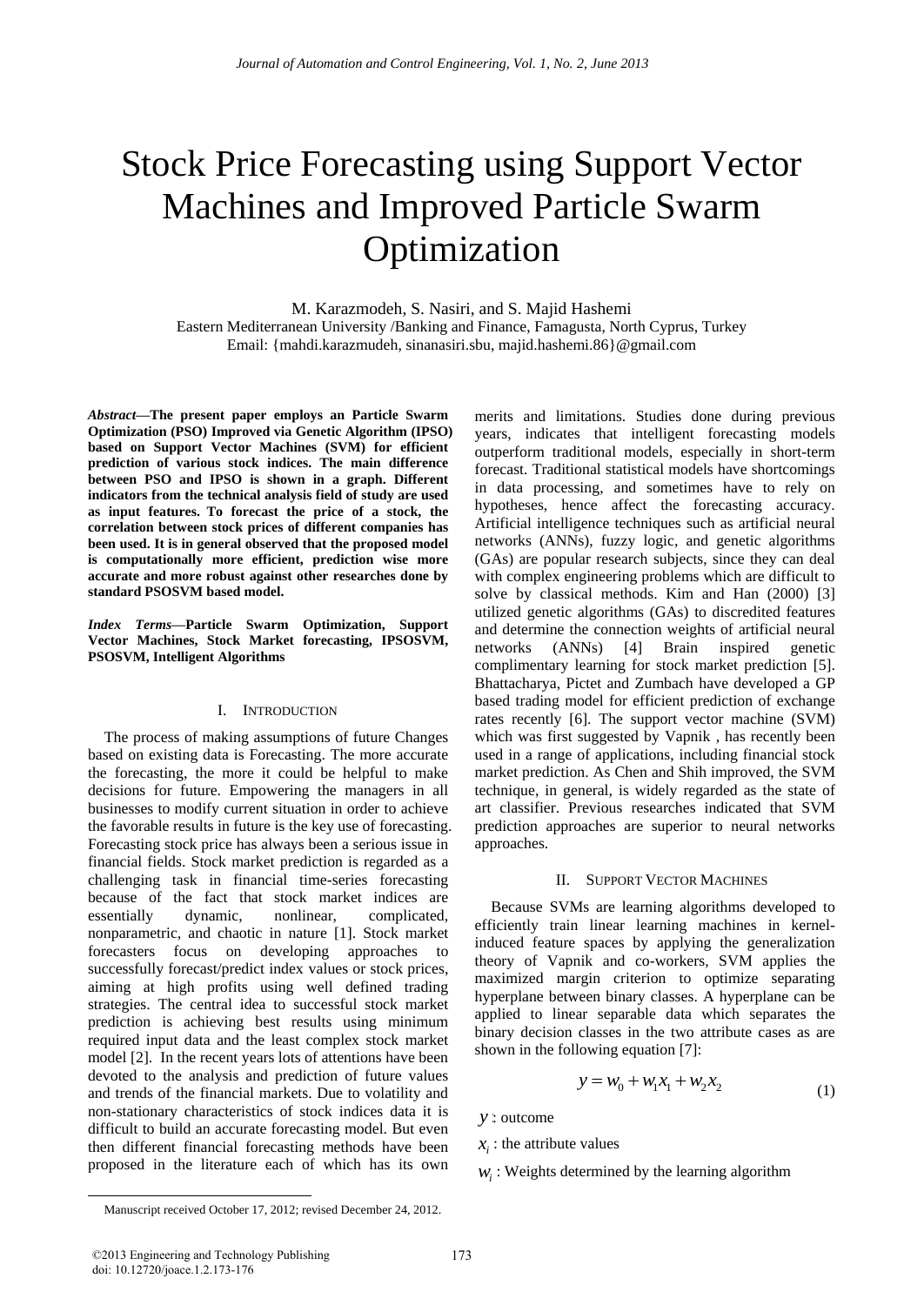# Stock Price Forecasting using Support Vector Machines and Improved Particle Swarm Optimization

M. Karazmodeh, S. Nasiri, and S. Majid Hashemi
Eastern Mediterranean University /Banking and Finance, Famagusta, North Cyprus, Turkey
Email: {mahdi.karazmudeh, sinanasiri.sbu, majid.hashemi.86}@gmail.com

***Abstract*—The present paper employs an Particle Swarm Optimization (PSO) Improved via Genetic Algorithm (IPSO) based on Support Vector Machines (SVM) for efficient prediction of various stock indices. The main difference between PSO and IPSO is shown in a graph. Different indicators from the technical analysis field of study are used as input features. To forecast the price of a stock, the correlation between stock prices of different companies has been used. It is in general observed that the proposed model is computationally more efficient, prediction wise more accurate and more robust against other researches done by standard PSOSVM based model.**

***Index Terms*—Particle Swarm Optimization, Support Vector Machines, Stock Market forecasting, IPSOSVM, PSOSVM, Intelligent Algorithms**

## I. Introduction

The process of making assumptions of future Changes based on existing data is Forecasting. The more accurate the forecasting, the more it could be helpful to make decisions for future. Empowering the managers in all businesses to modify current situation in order to achieve the favorable results in future is the key use of forecasting. Forecasting stock price has always been a serious issue in financial fields. Stock market prediction is regarded as a challenging task in financial time-series forecasting because of the fact that stock market indices are essentially dynamic, nonlinear, complicated, nonparametric, and chaotic in nature [1]. Stock market forecasters focus on developing approaches to successfully forecast/predict index values or stock prices, aiming at high profits using well defined trading strategies. The central idea to successful stock market prediction is achieving best results using minimum required input data and the least complex stock market model [2]. In the recent years lots of attentions have been devoted to the analysis and prediction of future values and trends of the financial markets. Due to volatility and non-stationary characteristics of stock indices data it is difficult to build an accurate forecasting model. But even then different financial forecasting methods have been proposed in the literature each of which has its own merits and limitations. Studies done during previous years, indicates that intelligent forecasting models outperform traditional models, especially in short-term forecast. Traditional statistical models have shortcomings in data processing, and sometimes have to rely on hypotheses, hence affect the forecasting accuracy. Artificial intelligence techniques such as artificial neural networks (ANNs), fuzzy logic, and genetic algorithms (GAs) are popular research subjects, since they can deal with complex engineering problems which are difficult to solve by classical methods. Kim and Han (2000) [3] utilized genetic algorithms (GAs) to discredited features and determine the connection weights of artificial neural networks (ANNs) [4] Brain inspired genetic complimentary learning for stock market prediction [5]. Bhattacharya, Pictet and Zumbach have developed a GP based trading model for efficient prediction of exchange rates recently [6]. The support vector machine (SVM) which was first suggested by Vapnik , has recently been used in a range of applications, including financial stock market prediction. As Chen and Shih improved, the SVM technique, in general, is widely regarded as the state of art classifier. Previous researches indicated that SVM prediction approaches are superior to neural networks approaches.

## II. Support Vector Machines

Because SVMs are learning algorithms developed to efficiently train linear learning machines in kernel-induced feature spaces by applying the generalization theory of Vapnik and co-workers, SVM applies the maximized margin criterion to optimize separating hyperplane between binary classes. A hyperplane can be applied to linear separable data which separates the binary decision classes in the two attribute cases as are shown in the following equation [7]:

$$y = w_0 + w_1 x_1 + w_2 x_2 \qquad (1)$$

$y$ : outcome

$x_i$ : the attribute values

$w_i$ : Weights determined by the learning algorithm

Manuscript received October 17, 2012; revised December 24, 2012.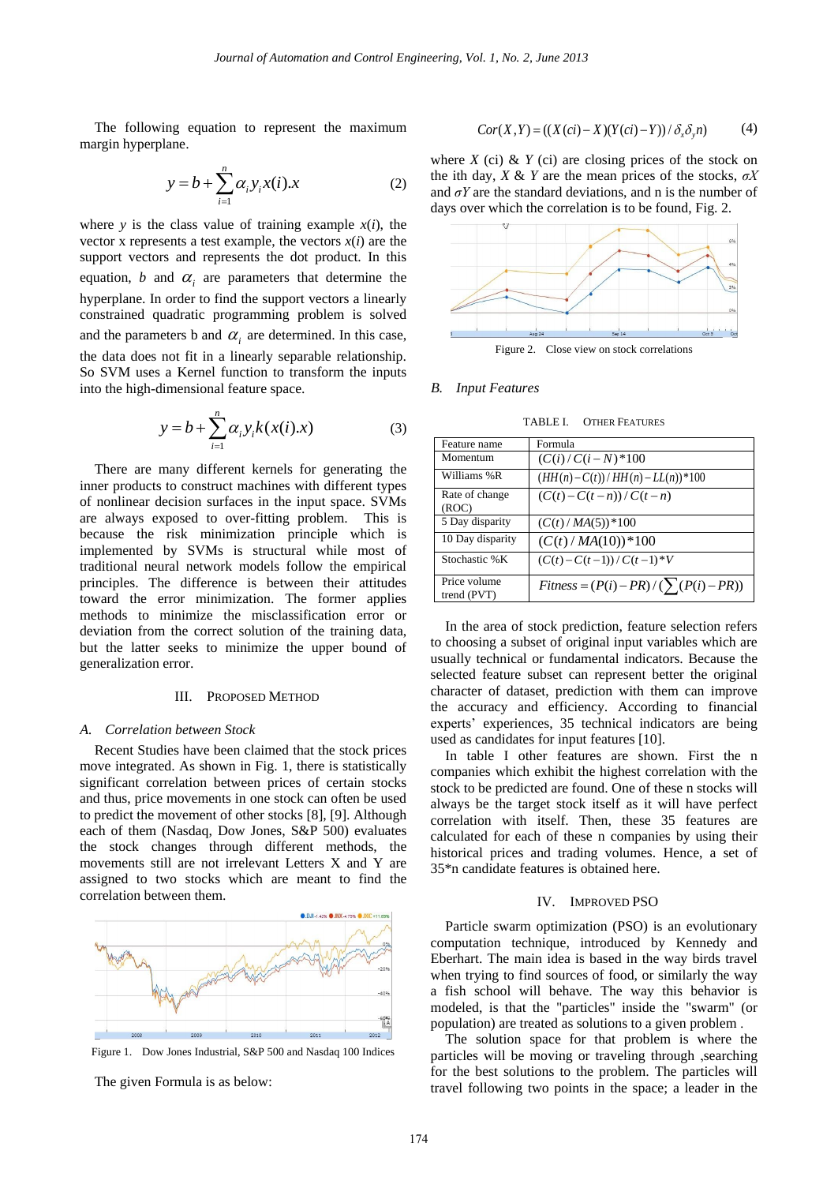The following equation to represent the maximum margin hyperplane.

$$y = b + \sum_{i=1}^{n} \alpha_i y_i x(i).x \qquad (2)$$

where $y$ is the class value of training example $x(i)$, the vector x represents a test example, the vectors $x(i)$ are the support vectors and represents the dot product. In this equation, $b$ and $\alpha_i$ are parameters that determine the hyperplane. In order to find the support vectors a linearly constrained quadratic programming problem is solved and the parameters b and $\alpha_i$ are determined. In this case, the data does not fit in a linearly separable relationship. So SVM uses a Kernel function to transform the inputs into the high-dimensional feature space.

$$y = b + \sum_{i=1}^{n} \alpha_i y_i k(x(i).x) \qquad (3)$$

There are many different kernels for generating the inner products to construct machines with different types of nonlinear decision surfaces in the input space. SVMs are always exposed to over-fitting problem. This is because the risk minimization principle which is implemented by SVMs is structural while most of traditional neural network models follow the empirical principles. The difference is between their attitudes toward the error minimization. The former applies methods to minimize the misclassification error or deviation from the correct solution of the training data, but the latter seeks to minimize the upper bound of generalization error.

## III. Proposed Method

### A. Correlation between Stock

Recent Studies have been claimed that the stock prices move integrated. As shown in Fig. 1, there is statistically significant correlation between prices of certain stocks and thus, price movements in one stock can often be used to predict the movement of other stocks [8], [9]. Although each of them (Nasdaq, Dow Jones, S&P 500) evaluates the stock changes through different methods, the movements still are not irrelevant Letters X and Y are assigned to two stocks which are meant to find the correlation between them.

Figure 1. Dow Jones Industrial, S&P 500 and Nasdaq 100 Indices

The given Formula is as below:

$$Cor(X,Y) = ((X(ci) - X)(Y(ci) - Y)) / \delta_x \delta_y n) \qquad (4)$$

where $X$ (ci) & $Y$ (ci) are closing prices of the stock on the ith day, $X$ & $Y$ are the mean prices of the stocks, $\sigma X$ and $\sigma Y$ are the standard deviations, and n is the number of days over which the correlation is to be found, Fig. 2.

Figure 2. Close view on stock correlations

### B. Input Features

TABLE I. Other Features

| Feature name | Formula |
|---|---|
| Momentum | $(C(i)/C(i-N)*100$ |
| Williams %R | $(HH(n)-C(t))/HH(n)-LL(n))*100$ |
| Rate of change (ROC) | $(C(t)-C(t-n))/C(t-n)$ |
| 5 Day disparity | $(C(t)/MA(5))*100$ |
| 10 Day disparity | $(C(t)/MA(10))*100$ |
| Stochastic %K | $(C(t)-C(t-1))/C(t-1)*V$ |
| Price volume trend (PVT) | $Fitness = (P(i)-PR)/(\sum(P(i)-PR))$ |

In the area of stock prediction, feature selection refers to choosing a subset of original input variables which are usually technical or fundamental indicators. Because the selected feature subset can represent better the original character of dataset, prediction with them can improve the accuracy and efficiency. According to financial experts' experiences, 35 technical indicators are being used as candidates for input features [10].

In table I other features are shown. First the n companies which exhibit the highest correlation with the stock to be predicted are found. One of these n stocks will always be the target stock itself as it will have perfect correlation with itself. Then, these 35 features are calculated for each of these n companies by using their historical prices and trading volumes. Hence, a set of 35*n candidate features is obtained here.

## IV. Improved PSO

Particle swarm optimization (PSO) is an evolutionary computation technique, introduced by Kennedy and Eberhart. The main idea is based in the way birds travel when trying to find sources of food, or similarly the way a fish school will behave. The way this behavior is modeled, is that the "particles" inside the "swarm" (or population) are treated as solutions to a given problem .

The solution space for that problem is where the particles will be moving or traveling through ,searching for the best solutions to the problem. The particles will travel following two points in the space; a leader in the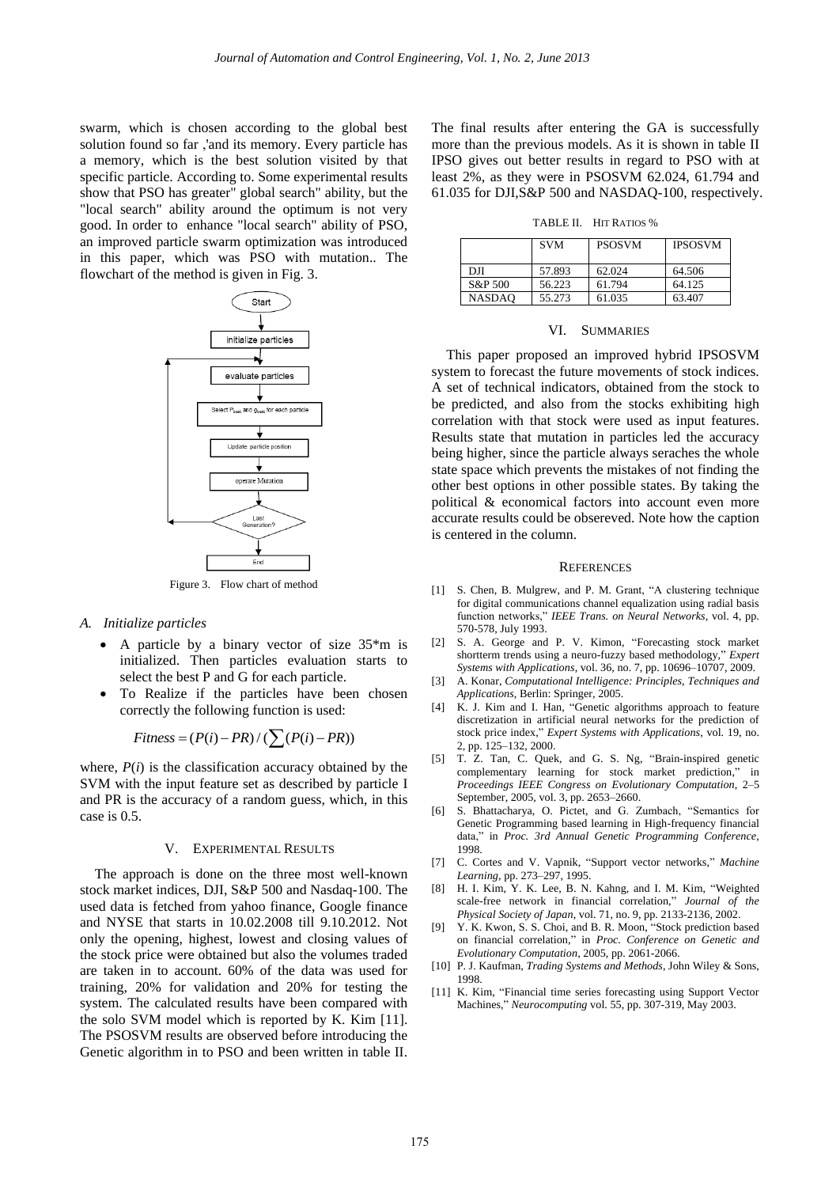swarm, which is chosen according to the global best solution found so far ,'and its memory. Every particle has a memory, which is the best solution visited by that specific particle. According to. Some experimental results show that PSO has greater" global search" ability, but the "local search" ability around the optimum is not very good. In order to enhance "local search" ability of PSO, an improved particle swarm optimization was introduced in this paper, which was PSO with mutation.. The flowchart of the method is given in Fig. 3.

Figure 3. Flow chart of method

### A. Initialize particles

- A particle by a binary vector of size 35*m is initialized. Then particles evaluation starts to select the best P and G for each particle.
- To Realize if the particles have been chosen correctly the following function is used:

$$Fitness = (P(i) - PR) / (\sum (P(i) - PR))$$

where, $P(i)$ is the classification accuracy obtained by the SVM with the input feature set as described by particle I and PR is the accuracy of a random guess, which, in this case is 0.5.

## V. Experimental Results

The approach is done on the three most well-known stock market indices, DJI, S&P 500 and Nasdaq-100. The used data is fetched from yahoo finance, Google finance and NYSE that starts in 10.02.2008 till 9.10.2012. Not only the opening, highest, lowest and closing values of the stock price were obtained but also the volumes traded are taken in to account. 60% of the data was used for training, 20% for validation and 20% for testing the system. The calculated results have been compared with the solo SVM model which is reported by K. Kim [11]. The PSOSVM results are observed before introducing the Genetic algorithm in to PSO and been written in table II. The final results after entering the GA is successfully more than the previous models. As it is shown in table II IPSO gives out better results in regard to PSO with at least 2%, as they were in PSOSVM 62.024, 61.794 and 61.035 for DJI,S&P 500 and NASDAQ-100, respectively.

TABLE II. Hit Ratios %

| | SVM | PSOSVM | IPSOSVM |
|---|---|---|---|
| DJI | 57.893 | 62.024 | 64.506 |
| S&P 500 | 56.223 | 61.794 | 64.125 |
| NASDAQ | 55.273 | 61.035 | 63.407 |

## VI. Summaries

This paper proposed an improved hybrid IPSOSVM system to forecast the future movements of stock indices. A set of technical indicators, obtained from the stock to be predicted, and also from the stocks exhibiting high correlation with that stock were used as input features. Results state that mutation in particles led the accuracy being higher, since the particle always seraches the whole state space which prevents the mistakes of not finding the other best options in other possible states. By taking the political & economical factors into account even more accurate results could be obsereved. Note how the caption is centered in the column.

## References

[1] S. Chen, B. Mulgrew, and P. M. Grant, "A clustering technique for digital communications channel equalization using radial basis function networks," *IEEE Trans. on Neural Networks*, vol. 4, pp. 570-578, July 1993.

[2] S. A. George and P. V. Kimon, "Forecasting stock market shortterm trends using a neuro-fuzzy based methodology," *Expert Systems with Applications*, vol. 36, no. 7, pp. 10696–10707, 2009.

[3] A. Konar, *Computational Intelligence: Principles, Techniques and Applications*, Berlin: Springer, 2005.

[4] K. J. Kim and I. Han, "Genetic algorithms approach to feature discretization in artificial neural networks for the prediction of stock price index," *Expert Systems with Applications*, vol. 19, no. 2, pp. 125–132, 2000.

[5] T. Z. Tan, C. Quek, and G. S. Ng, "Brain-inspired genetic complementary learning for stock market prediction," in *Proceedings IEEE Congress on Evolutionary Computation*, 2–5 September, 2005, vol. 3, pp. 2653–2660.

[6] S. Bhattacharya, O. Pictet, and G. Zumbach, "Semantics for Genetic Programming based learning in High-frequency financial data," in *Proc. 3rd Annual Genetic Programming Conference*, 1998.

[7] C. Cortes and V. Vapnik, "Support vector networks," *Machine Learning*, pp. 273–297, 1995.

[8] H. I. Kim, Y. K. Lee, B. N. Kahng, and I. M. Kim, "Weighted scale-free network in financial correlation," *Journal of the Physical Society of Japan*, vol. 71, no. 9, pp. 2133-2136, 2002.

[9] Y. K. Kwon, S. S. Choi, and B. R. Moon, "Stock prediction based on financial correlation," in *Proc. Conference on Genetic and Evolutionary Computation*, 2005, pp. 2061-2066.

[10] P. J. Kaufman, *Trading Systems and Methods*, John Wiley & Sons, 1998.

[11] K. Kim, "Financial time series forecasting using Support Vector Machines," *Neurocomputing* vol. 55, pp. 307-319, May 2003.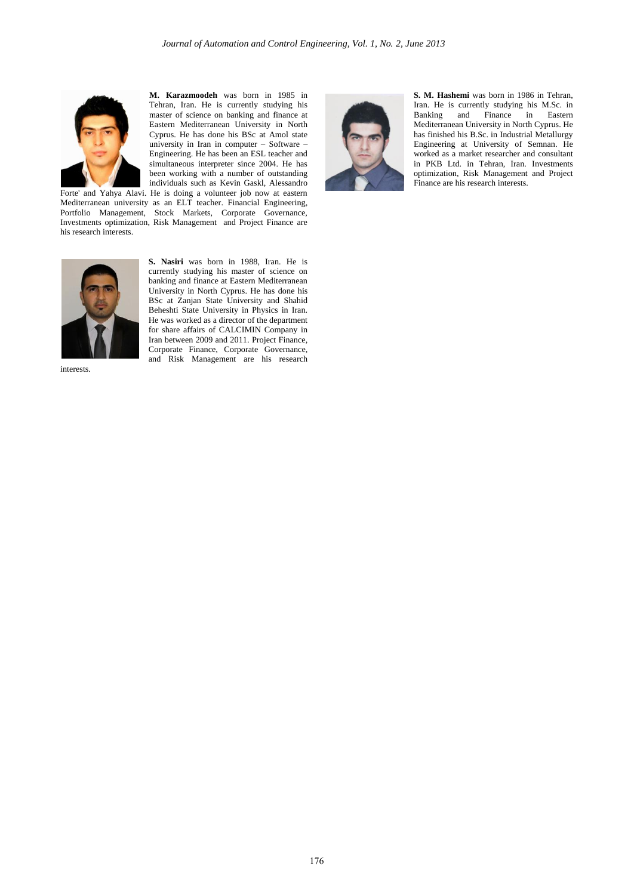**M. Karazmoodeh** was born in 1985 in Tehran, Iran. He is currently studying his master of science on banking and finance at Eastern Mediterranean University in North Cyprus. He has done his BSc at Amol state university in Iran in computer – Software – Engineering. He has been an ESL teacher and simultaneous interpreter since 2004. He has been working with a number of outstanding individuals such as Kevin Gaskl, Alessandro Forte' and Yahya Alavi. He is doing a volunteer job now at eastern Mediterranean university as an ELT teacher. Financial Engineering, Portfolio Management, Stock Markets, Corporate Governance, Investments optimization, Risk Management and Project Finance are his research interests.

**S. Nasiri** was born in 1988, Iran. He is currently studying his master of science on banking and finance at Eastern Mediterranean University in North Cyprus. He has done his BSc at Zanjan State University and Shahid Beheshti State University in Physics in Iran. He was worked as a director of the department for share affairs of CALCIMIN Company in Iran between 2009 and 2011. Project Finance, Corporate Finance, Corporate Governance, and Risk Management are his research interests.

**S. M. Hashemi** was born in 1986 in Tehran, Iran. He is currently studying his M.Sc. in Banking and Finance in Eastern Mediterranean University in North Cyprus. He has finished his B.Sc. in Industrial Metallurgy Engineering at University of Semnan. He worked as a market researcher and consultant in PKB Ltd. in Tehran, Iran. Investments optimization, Risk Management and Project Finance are his research interests.